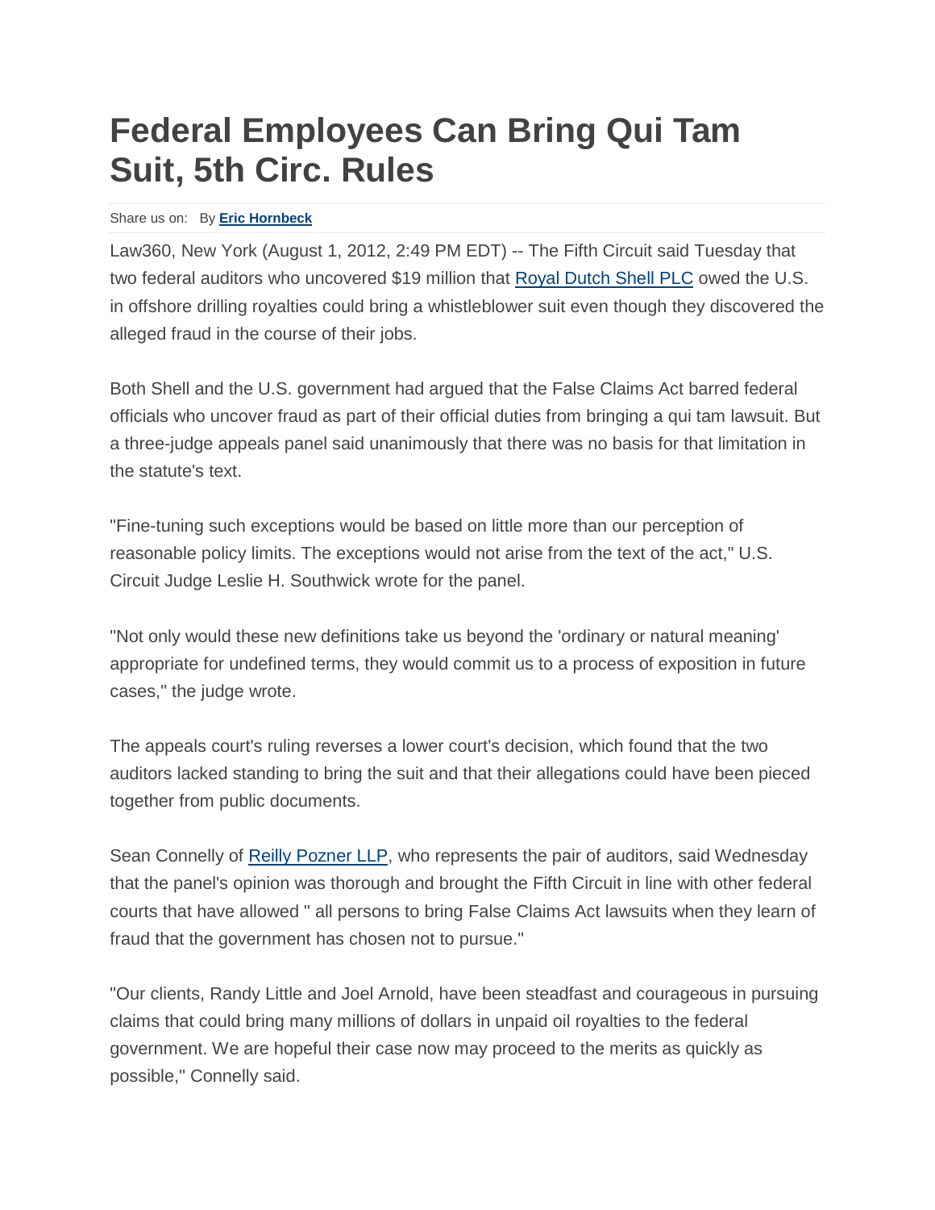# Federal Employees Can Bring Qui Tam Suit, 5th Circ. Rules

Share us on: By **Eric Hornbeck**

Law360, New York (August 1, 2012, 2:49 PM EDT) -- The Fifth Circuit said Tuesday that two federal auditors who uncovered $19 million that Royal Dutch Shell PLC owed the U.S. in offshore drilling royalties could bring a whistleblower suit even though they discovered the alleged fraud in the course of their jobs.

Both Shell and the U.S. government had argued that the False Claims Act barred federal officials who uncover fraud as part of their official duties from bringing a qui tam lawsuit. But a three-judge appeals panel said unanimously that there was no basis for that limitation in the statute's text.

"Fine-tuning such exceptions would be based on little more than our perception of reasonable policy limits. The exceptions would not arise from the text of the act," U.S. Circuit Judge Leslie H. Southwick wrote for the panel.

"Not only would these new definitions take us beyond the 'ordinary or natural meaning' appropriate for undefined terms, they would commit us to a process of exposition in future cases," the judge wrote.

The appeals court's ruling reverses a lower court's decision, which found that the two auditors lacked standing to bring the suit and that their allegations could have been pieced together from public documents.

Sean Connelly of Reilly Pozner LLP, who represents the pair of auditors, said Wednesday that the panel's opinion was thorough and brought the Fifth Circuit in line with other federal courts that have allowed " all persons to bring False Claims Act lawsuits when they learn of fraud that the government has chosen not to pursue."

"Our clients, Randy Little and Joel Arnold, have been steadfast and courageous in pursuing claims that could bring many millions of dollars in unpaid oil royalties to the federal government. We are hopeful their case now may proceed to the merits as quickly as possible," Connelly said.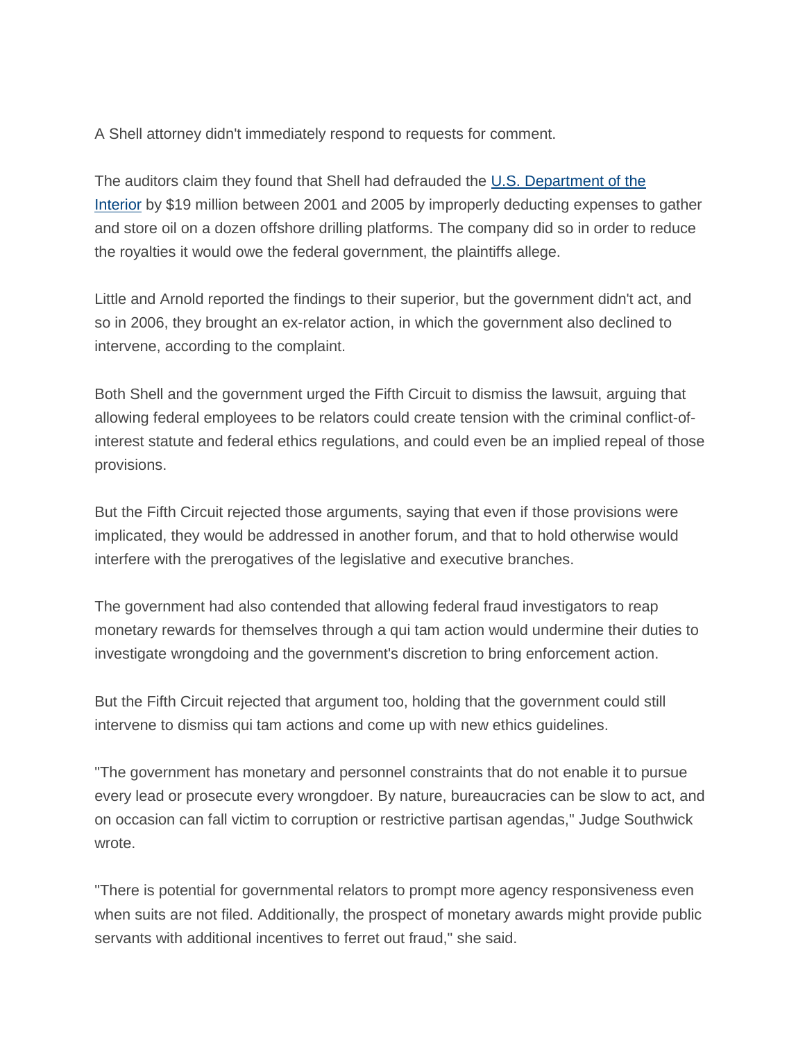A Shell attorney didn't immediately respond to requests for comment.

The auditors claim they found that Shell had defrauded the [U.S. Department of the Interior](#) by $19 million between 2001 and 2005 by improperly deducting expenses to gather and store oil on a dozen offshore drilling platforms. The company did so in order to reduce the royalties it would owe the federal government, the plaintiffs allege.

Little and Arnold reported the findings to their superior, but the government didn't act, and so in 2006, they brought an ex-relator action, in which the government also declined to intervene, according to the complaint.

Both Shell and the government urged the Fifth Circuit to dismiss the lawsuit, arguing that allowing federal employees to be relators could create tension with the criminal conflict-of-interest statute and federal ethics regulations, and could even be an implied repeal of those provisions.

But the Fifth Circuit rejected those arguments, saying that even if those provisions were implicated, they would be addressed in another forum, and that to hold otherwise would interfere with the prerogatives of the legislative and executive branches.

The government had also contended that allowing federal fraud investigators to reap monetary rewards for themselves through a qui tam action would undermine their duties to investigate wrongdoing and the government's discretion to bring enforcement action.

But the Fifth Circuit rejected that argument too, holding that the government could still intervene to dismiss qui tam actions and come up with new ethics guidelines.

"The government has monetary and personnel constraints that do not enable it to pursue every lead or prosecute every wrongdoer. By nature, bureaucracies can be slow to act, and on occasion can fall victim to corruption or restrictive partisan agendas," Judge Southwick wrote.

"There is potential for governmental relators to prompt more agency responsiveness even when suits are not filed. Additionally, the prospect of monetary awards might provide public servants with additional incentives to ferret out fraud," she said.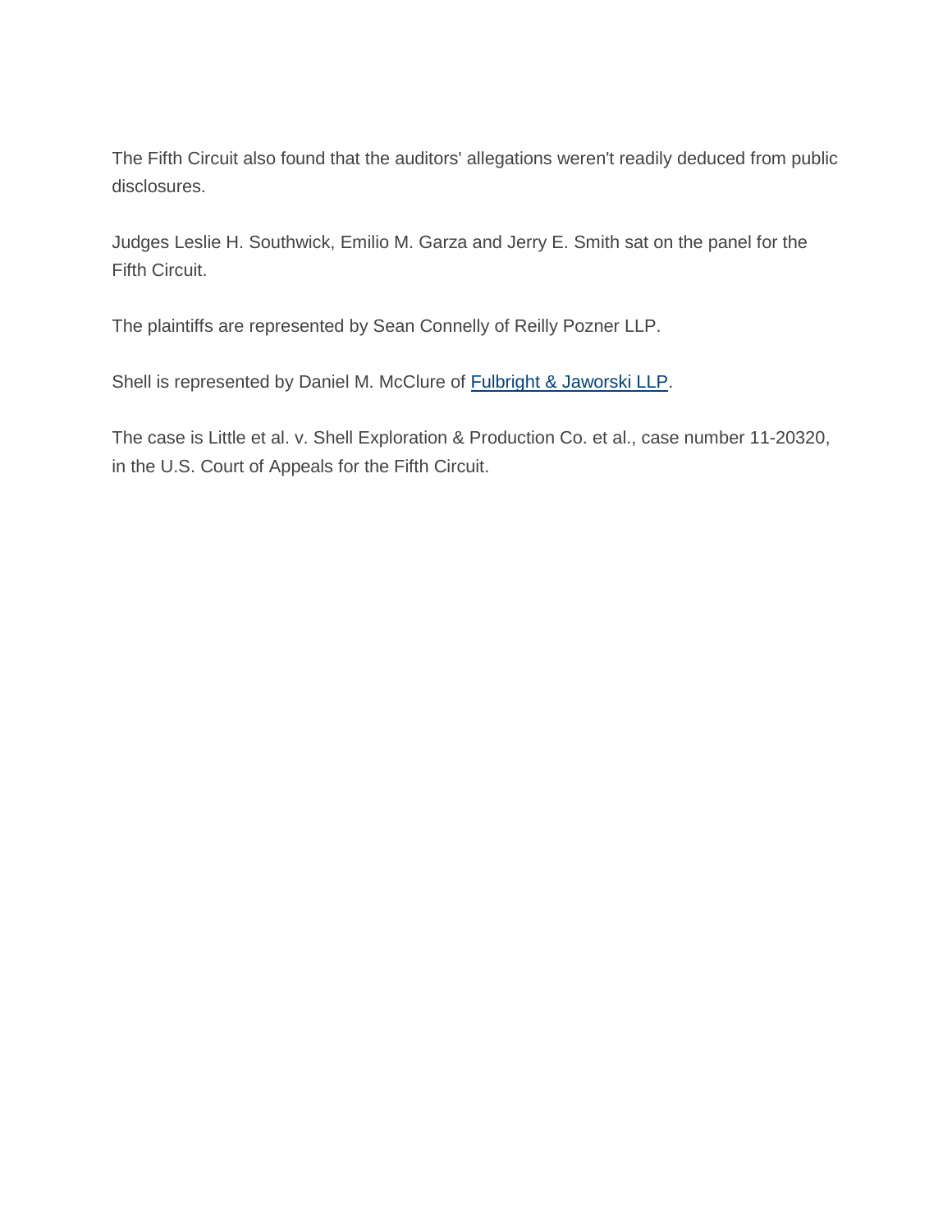The Fifth Circuit also found that the auditors' allegations weren't readily deduced from public disclosures.

Judges Leslie H. Southwick, Emilio M. Garza and Jerry E. Smith sat on the panel for the Fifth Circuit.

The plaintiffs are represented by Sean Connelly of Reilly Pozner LLP.

Shell is represented by Daniel M. McClure of Fulbright & Jaworski LLP.

The case is Little et al. v. Shell Exploration & Production Co. et al., case number 11-20320, in the U.S. Court of Appeals for the Fifth Circuit.